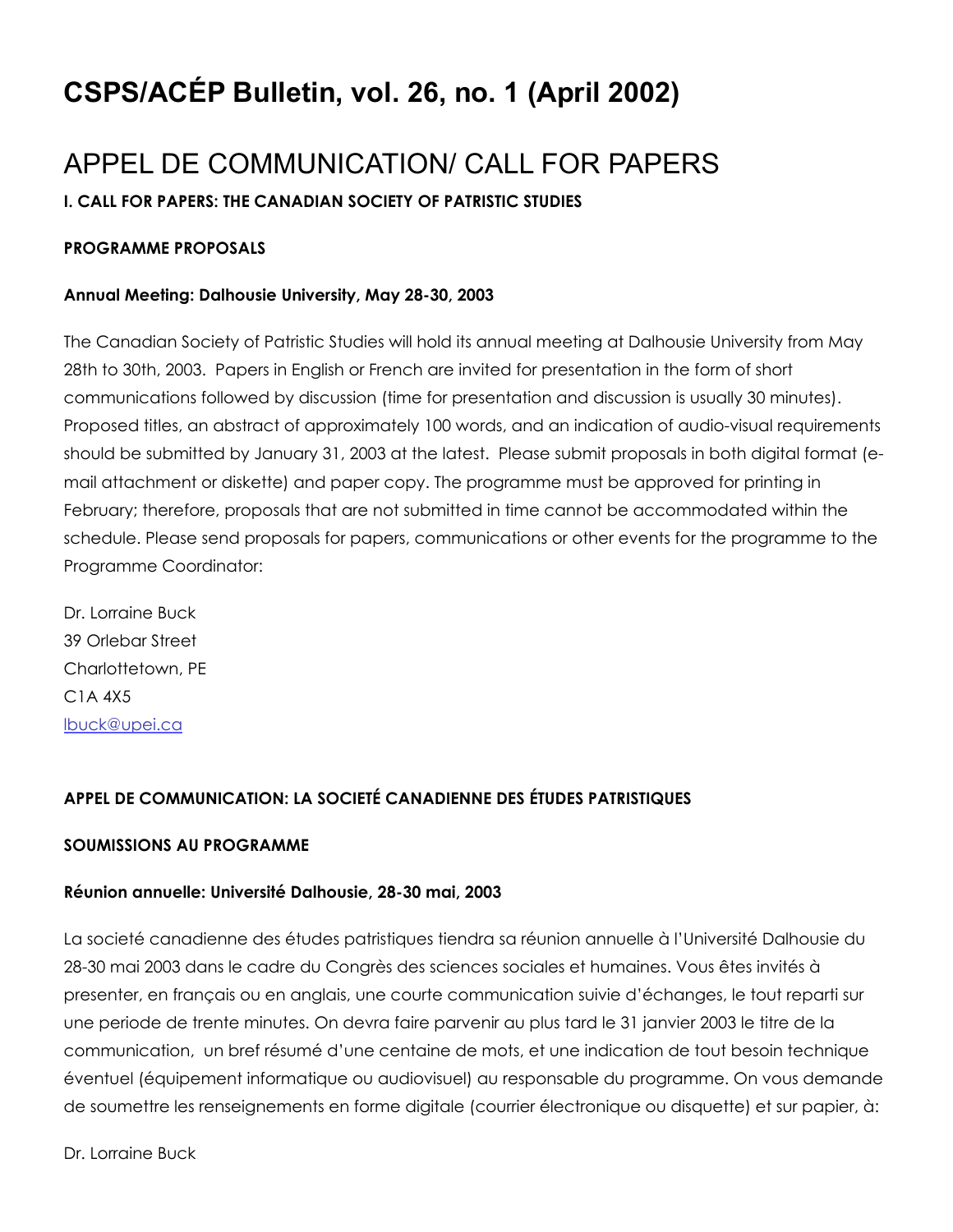# CSPS/ACÉP Bulletin, vol. 26, no. 1 (April 2002)

# APPEL DE COMMUNICATION/ CALL FOR PAPERS

**I. CALL FOR PAPERS: THE CANADIAN SOCIETY OF PATRISTIC STUDIES**

**PROGRAMME PROPOSALS**

**Annual Meeting: Dalhousie University, May 28-30, 2003**

The Canadian Society of Patristic Studies will hold its annual meeting at Dalhousie University from May 28th to 30th, 2003. Papers in English or French are invited for presentation in the form of short communications followed by discussion (time for presentation and discussion is usually 30 minutes). Proposed titles, an abstract of approximately 100 words, and an indication of audio-visual requirements should be submitted by January 31, 2003 at the latest. Please submit proposals in both digital format (e-mail attachment or diskette) and paper copy. The programme must be approved for printing in February; therefore, proposals that are not submitted in time cannot be accommodated within the schedule. Please send proposals for papers, communications or other events for the programme to the Programme Coordinator:

Dr. Lorraine Buck
39 Orlebar Street
Charlottetown, PE
C1A 4X5
lbuck@upei.ca

**APPEL DE COMMUNICATION: LA SOCIETÉ CANADIENNE DES ÉTUDES PATRISTIQUES**

**SOUMISSIONS AU PROGRAMME**

**Réunion annuelle: Université Dalhousie, 28-30 mai, 2003**

La societé canadienne des études patristiques tiendra sa réunion annuelle à l'Université Dalhousie du 28-30 mai 2003 dans le cadre du Congrès des sciences sociales et humaines. Vous êtes invités à presenter, en français ou en anglais, une courte communication suivie d'échanges, le tout reparti sur une periode de trente minutes. On devra faire parvenir au plus tard le 31 janvier 2003 le titre de la communication, un bref résumé d'une centaine de mots, et une indication de tout besoin technique éventuel (équipement informatique ou audiovisuel) au responsable du programme. On vous demande de soumettre les renseignements en forme digitale (courrier électronique ou disquette) et sur papier, à:

Dr. Lorraine Buck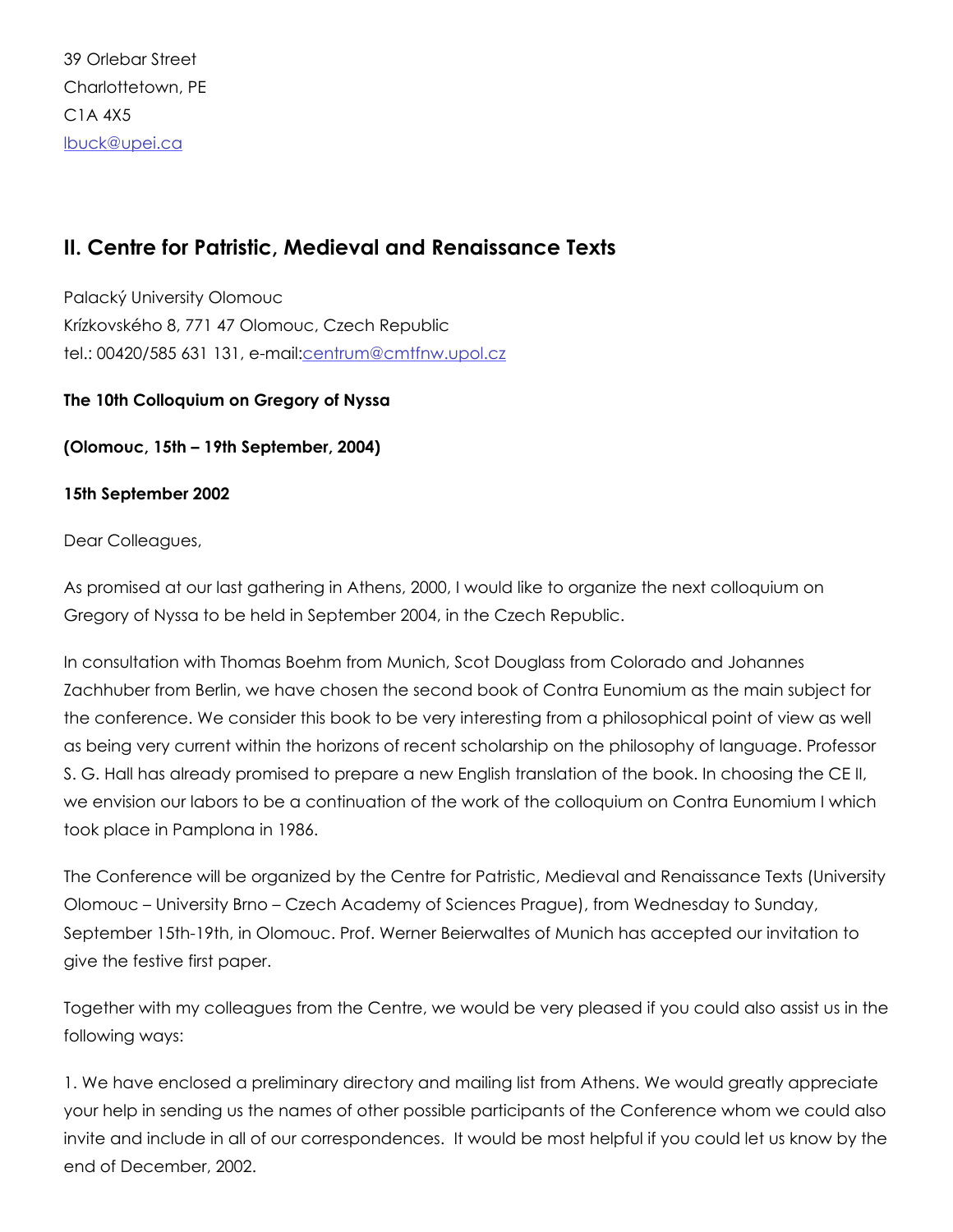39 Orlebar Street
Charlottetown, PE
C1A 4X5
lbuck@upei.ca

## II. Centre for Patristic, Medieval and Renaissance Texts

Palacký University Olomouc
Krízkovského 8, 771 47 Olomouc, Czech Republic
tel.: 00420/585 631 131, e-mail:centrum@cmtfnw.upol.cz

**The 10th Colloquium on Gregory of Nyssa**

**(Olomouc, 15th – 19th September, 2004)**

**15th September 2002**

Dear Colleagues,

As promised at our last gathering in Athens, 2000, I would like to organize the next colloquium on Gregory of Nyssa to be held in September 2004, in the Czech Republic.

In consultation with Thomas Boehm from Munich, Scot Douglass from Colorado and Johannes Zachhuber from Berlin, we have chosen the second book of Contra Eunomium as the main subject for the conference. We consider this book to be very interesting from a philosophical point of view as well as being very current within the horizons of recent scholarship on the philosophy of language. Professor S. G. Hall has already promised to prepare a new English translation of the book. In choosing the CE II, we envision our labors to be a continuation of the work of the colloquium on Contra Eunomium I which took place in Pamplona in 1986.

The Conference will be organized by the Centre for Patristic, Medieval and Renaissance Texts (University Olomouc – University Brno – Czech Academy of Sciences Prague), from Wednesday to Sunday, September 15th-19th, in Olomouc. Prof. Werner Beierwaltes of Munich has accepted our invitation to give the festive first paper.

Together with my colleagues from the Centre, we would be very pleased if you could also assist us in the following ways:

1. We have enclosed a preliminary directory and mailing list from Athens. We would greatly appreciate your help in sending us the names of other possible participants of the Conference whom we could also invite and include in all of our correspondences. It would be most helpful if you could let us know by the end of December, 2002.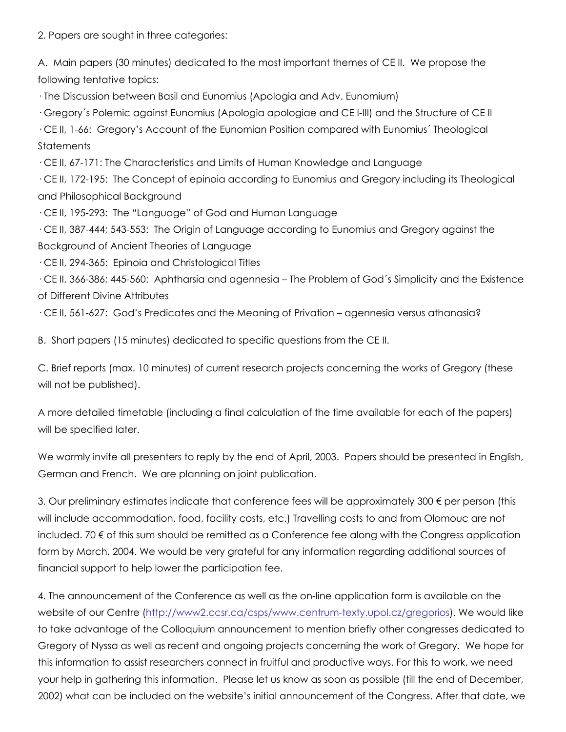2. Papers are sought in three categories:

A. Main papers (30 minutes) dedicated to the most important themes of CE II. We propose the following tentative topics:

· The Discussion between Basil and Eunomius (Apologia and Adv. Eunomium)

· Gregory´s Polemic against Eunomius (Apologia apologiae and CE I-III) and the Structure of CE II

· CE II, 1-66: Gregory's Account of the Eunomian Position compared with Eunomius´ Theological Statements

· CE II, 67-171: The Characteristics and Limits of Human Knowledge and Language

· CE II, 172-195: The Concept of epinoia according to Eunomius and Gregory including its Theological and Philosophical Background

· CE II, 195-293: The "Language" of God and Human Language

· CE II, 387-444; 543-553: The Origin of Language according to Eunomius and Gregory against the Background of Ancient Theories of Language

· CE II, 294-365: Epinoia and Christological Titles

· CE II, 366-386; 445-560: Aphtharsia and agennesia – The Problem of God´s Simplicity and the Existence of Different Divine Attributes

· CE II, 561-627: God's Predicates and the Meaning of Privation – agennesia versus athanasia?

B. Short papers (15 minutes) dedicated to specific questions from the CE II.

C. Brief reports (max. 10 minutes) of current research projects concerning the works of Gregory (these will not be published).

A more detailed timetable (including a final calculation of the time available for each of the papers) will be specified later.

We warmly invite all presenters to reply by the end of April, 2003. Papers should be presented in English, German and French. We are planning on joint publication.

3. Our preliminary estimates indicate that conference fees will be approximately 300 € per person (this will include accommodation, food, facility costs, etc.) Travelling costs to and from Olomouc are not included. 70 € of this sum should be remitted as a Conference fee along with the Congress application form by March, 2004. We would be very grateful for any information regarding additional sources of financial support to help lower the participation fee.

4. The announcement of the Conference as well as the on-line application form is available on the website of our Centre (http://www2.ccsr.ca/csps/www.centrum-texty.upol.cz/gregorios). We would like to take advantage of the Colloquium announcement to mention briefly other congresses dedicated to Gregory of Nyssa as well as recent and ongoing projects concerning the work of Gregory. We hope for this information to assist researchers connect in fruitful and productive ways. For this to work, we need your help in gathering this information. Please let us know as soon as possible (till the end of December, 2002) what can be included on the website's initial announcement of the Congress. After that date, we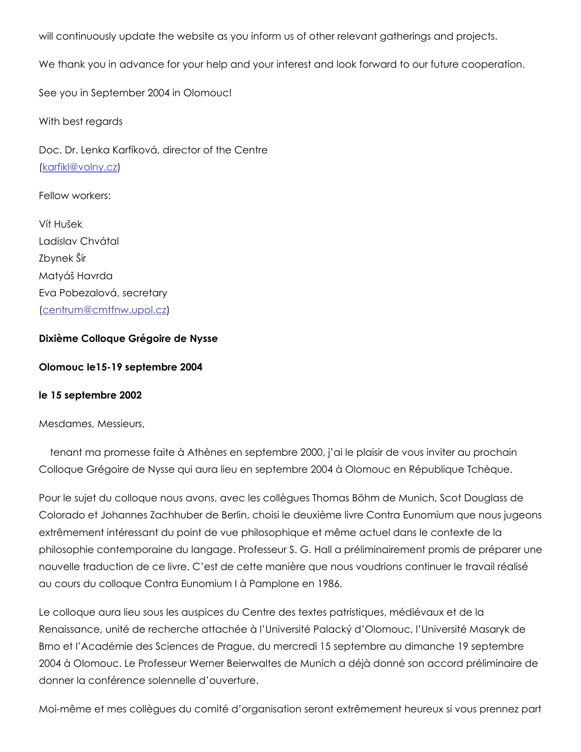will continuously update the website as you inform us of other relevant gatherings and projects.

We thank you in advance for your help and your interest and look forward to our future cooperation.

See you in September 2004 in Olomouc!

With best regards

Doc. Dr. Lenka Karfíková, director of the Centre
(karfikl@volny.cz)

Fellow workers:

Vít Hušek
Ladislav Chvátal
Zbynek Šír
Matyáš Havrda
Eva Pobezalová, secretary
(centrum@cmtfnw.upol.cz)

**Dixième Colloque Grégoire de Nysse**

**Olomouc le15-19 septembre 2004**

**le 15 septembre 2002**

Mesdames, Messieurs,

tenant ma promesse faite à Athènes en septembre 2000, j'ai le plaisir de vous inviter au prochain Colloque Grégoire de Nysse qui aura lieu en septembre 2004 à Olomouc en République Tchèque.

Pour le sujet du colloque nous avons, avec les collègues Thomas Böhm de Munich, Scot Douglass de Colorado et Johannes Zachhuber de Berlin, choisi le deuxième livre Contra Eunomium que nous jugeons extrêmement intéressant du point de vue philosophique et même actuel dans le contexte de la philosophie contemporaine du langage. Professeur S. G. Hall a préliminairement promis de préparer une nouvelle traduction de ce livre. C'est de cette manière que nous voudrions continuer le travail réalisé au cours du colloque Contra Eunomium I à Pamplone en 1986.

Le colloque aura lieu sous les auspices du Centre des textes patristiques, médiévaux et de la Renaissance, unité de recherche attachée à l'Université Palacký d'Olomouc, l'Université Masaryk de Brno et l'Académie des Sciences de Prague, du mercredi 15 septembre au dimanche 19 septembre 2004 à Olomouc. Le Professeur Werner Beierwaltes de Munich a déjà donné son accord préliminaire de donner la conférence solennelle d'ouverture.

Moi-même et mes collègues du comité d'organisation seront extrêmement heureux si vous prennez part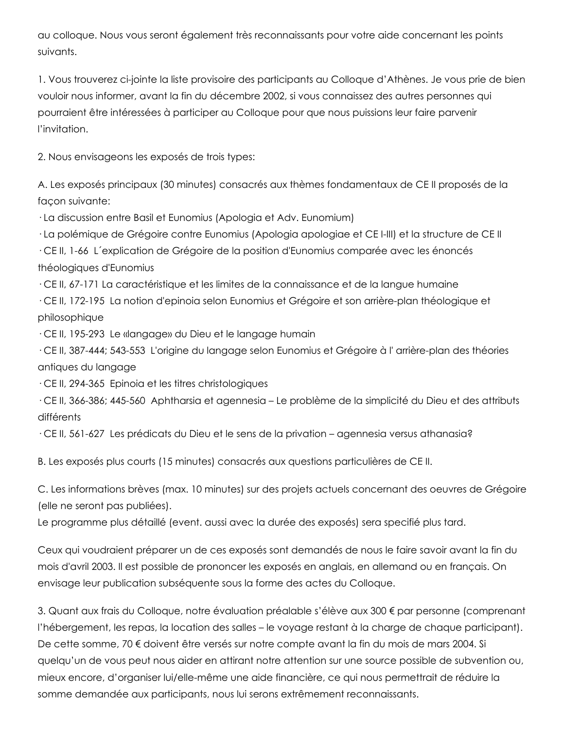au colloque. Nous vous seront également très reconnaissants pour votre aide concernant les points suivants.

1. Vous trouverez ci-jointe la liste provisoire des participants au Colloque d'Athènes. Je vous prie de bien vouloir nous informer, avant la fin du décembre 2002, si vous connaissez des autres personnes qui pourraient être intéressées à participer au Colloque pour que nous puissions leur faire parvenir l'invitation.

2. Nous envisageons les exposés de trois types:

A. Les exposés principaux (30 minutes) consacrés aux thèmes fondamentaux de CE II proposés de la façon suivante:
· La discussion entre Basil et Eunomius (Apologia et Adv. Eunomium)
· La polémique de Grégoire contre Eunomius (Apologia apologiae et CE I-III) et la structure de CE II
· CE II, 1-66 L´explication de Grégoire de la position d'Eunomius comparée avec les énoncés théologiques d'Eunomius
· CE II, 67-171 La caractéristique et les limites de la connaissance et de la langue humaine
· CE II, 172-195 La notion d'epinoia selon Eunomius et Grégoire et son arrière-plan théologique et philosophique
· CE II, 195-293 Le «langage» du Dieu et le langage humain
· CE II, 387-444; 543-553 L'origine du langage selon Eunomius et Grégoire à l' arrière-plan des théories antiques du langage
· CE II, 294-365 Epinoia et les titres christologiques
· CE II, 366-386; 445-560 Aphtharsia et agennesia – Le problème de la simplicité du Dieu et des attributs différents
· CE II, 561-627 Les prédicats du Dieu et le sens de la privation – agennesia versus athanasia?

B. Les exposés plus courts (15 minutes) consacrés aux questions particulières de CE II.

C. Les informations brèves (max. 10 minutes) sur des projets actuels concernant des oeuvres de Grégoire (elle ne seront pas publiées).
Le programme plus détaillé (event. aussi avec la durée des exposés) sera specifié plus tard.

Ceux qui voudraient préparer un de ces exposés sont demandés de nous le faire savoir avant la fin du mois d'avril 2003. Il est possible de prononcer les exposés en anglais, en allemand ou en français. On envisage leur publication subséquente sous la forme des actes du Colloque.

3. Quant aux frais du Colloque, notre évaluation préalable s'élève aux 300 € par personne (comprenant l'hébergement, les repas, la location des salles – le voyage restant à la charge de chaque participant). De cette somme, 70 € doivent être versés sur notre compte avant la fin du mois de mars 2004. Si quelqu'un de vous peut nous aider en attirant notre attention sur une source possible de subvention ou, mieux encore, d'organiser lui/elle-même une aide financière, ce qui nous permettrait de réduire la somme demandée aux participants, nous lui serons extrêmement reconnaissants.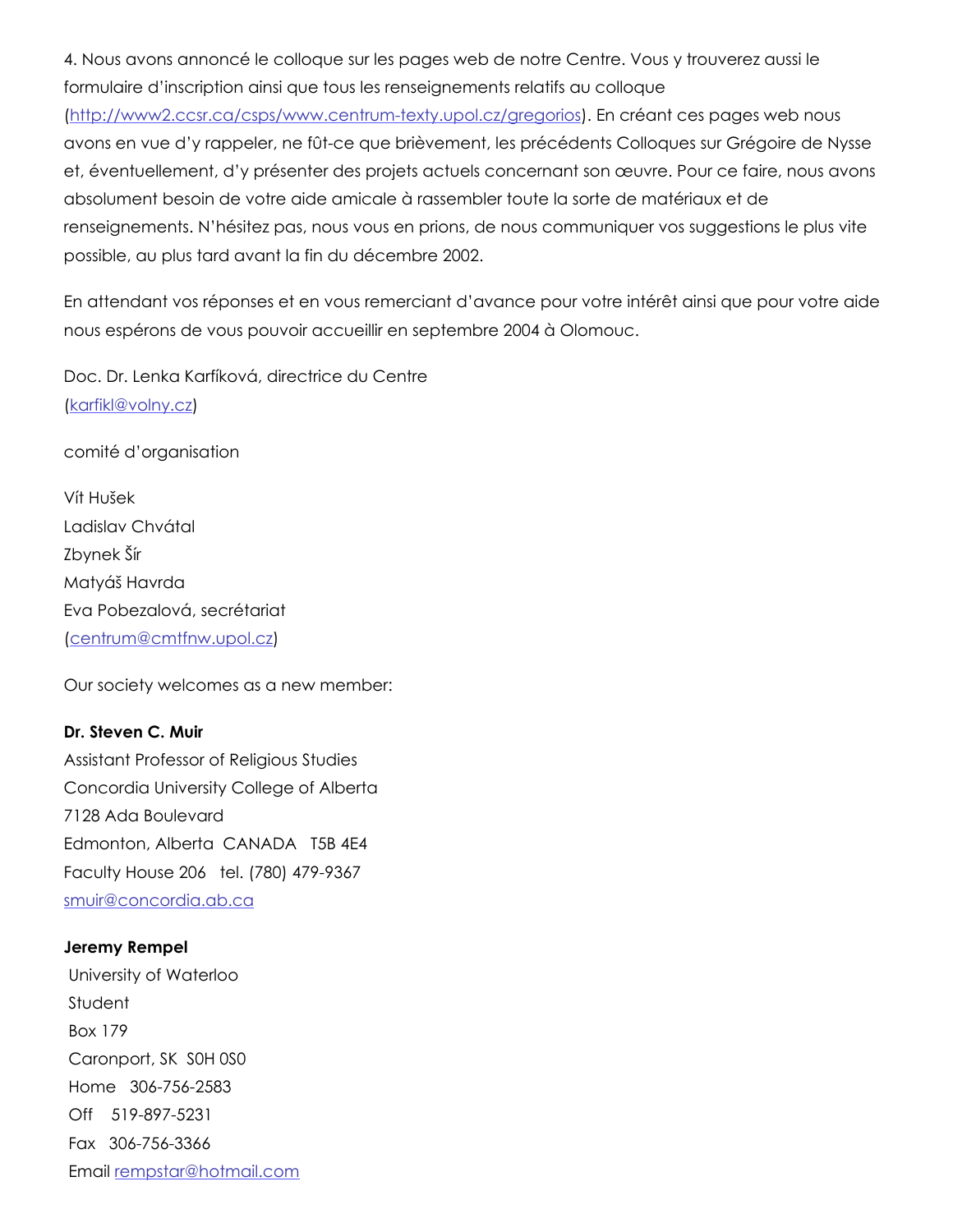4. Nous avons annoncé le colloque sur les pages web de notre Centre. Vous y trouverez aussi le formulaire d'inscription ainsi que tous les renseignements relatifs au colloque (http://www2.ccsr.ca/csps/www.centrum-texty.upol.cz/gregorios). En créant ces pages web nous avons en vue d'y rappeler, ne fût-ce que brièvement, les précédents Colloques sur Grégoire de Nysse et, éventuellement, d'y présenter des projets actuels concernant son œuvre. Pour ce faire, nous avons absolument besoin de votre aide amicale à rassembler toute la sorte de matériaux et de renseignements. N'hésitez pas, nous vous en prions, de nous communiquer vos suggestions le plus vite possible, au plus tard avant la fin du décembre 2002.

En attendant vos réponses et en vous remerciant d'avance pour votre intérêt ainsi que pour votre aide nous espérons de vous pouvoir accueillir en septembre 2004 à Olomouc.

Doc. Dr. Lenka Karfíková, directrice du Centre
(karfikl@volny.cz)

comité d'organisation

Vít Hušek
Ladislav Chvátal
Zbynek Šír
Matyáš Havrda
Eva Pobezalová, secrétariat
(centrum@cmtfnw.upol.cz)

Our society welcomes as a new member:

**Dr. Steven C. Muir**
Assistant Professor of Religious Studies
Concordia University College of Alberta
7128 Ada Boulevard
Edmonton, Alberta CANADA T5B 4E4
Faculty House 206 tel. (780) 479-9367
smuir@concordia.ab.ca

**Jeremy Rempel**
University of Waterloo
Student
Box 179
Caronport, SK S0H 0S0
Home 306-756-2583
Off 519-897-5231
Fax 306-756-3366
Email rempstar@hotmail.com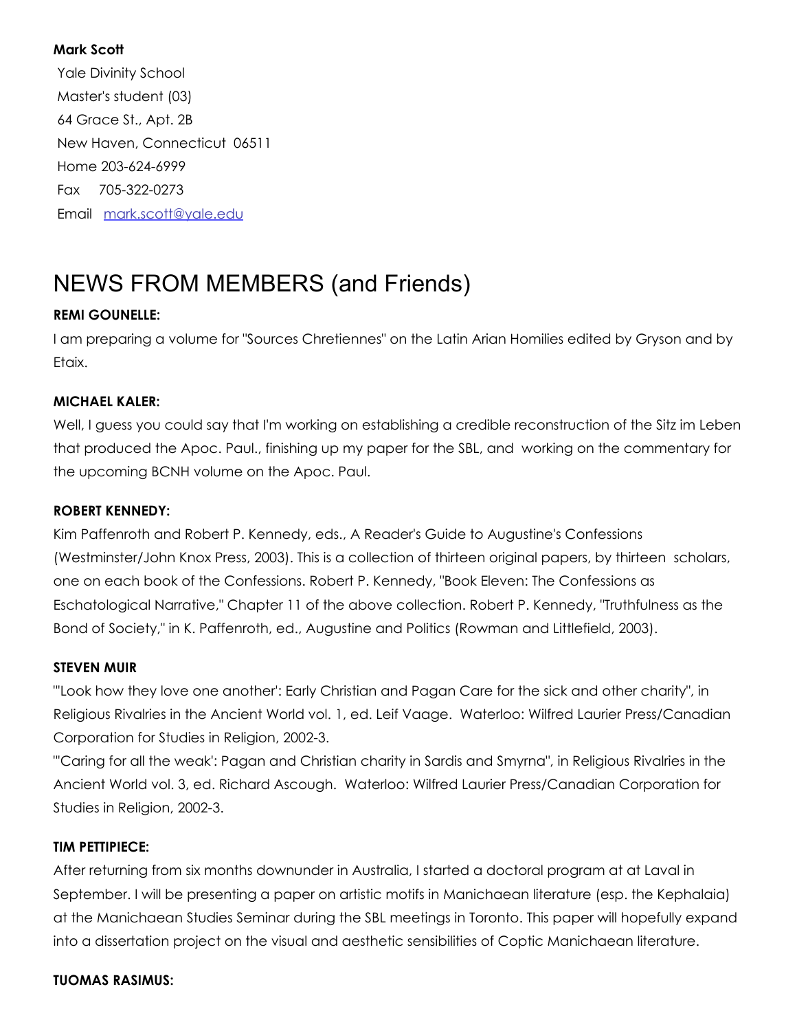**Mark Scott**

Yale Divinity School
Master's student (03)
64 Grace St., Apt. 2B
New Haven, Connecticut 06511
Home 203-624-6999
Fax 705-322-0273
Email mark.scott@yale.edu

# NEWS FROM MEMBERS (and Friends)

**REMI GOUNELLE:**

I am preparing a volume for "Sources Chretiennes" on the Latin Arian Homilies edited by Gryson and by Etaix.

**MICHAEL KALER:**

Well, I guess you could say that I'm working on establishing a credible reconstruction of the Sitz im Leben that produced the Apoc. Paul., finishing up my paper for the SBL, and working on the commentary for the upcoming BCNH volume on the Apoc. Paul.

**ROBERT KENNEDY:**

Kim Paffenroth and Robert P. Kennedy, eds., A Reader's Guide to Augustine's Confessions (Westminster/John Knox Press, 2003). This is a collection of thirteen original papers, by thirteen scholars, one on each book of the Confessions. Robert P. Kennedy, "Book Eleven: The Confessions as Eschatological Narrative," Chapter 11 of the above collection. Robert P. Kennedy, "Truthfulness as the Bond of Society," in K. Paffenroth, ed., Augustine and Politics (Rowman and Littlefield, 2003).

**STEVEN MUIR**

"'Look how they love one another': Early Christian and Pagan Care for the sick and other charity", in Religious Rivalries in the Ancient World vol. 1, ed. Leif Vaage. Waterloo: Wilfred Laurier Press/Canadian Corporation for Studies in Religion, 2002-3.

"'Caring for all the weak': Pagan and Christian charity in Sardis and Smyrna", in Religious Rivalries in the Ancient World vol. 3, ed. Richard Ascough. Waterloo: Wilfred Laurier Press/Canadian Corporation for Studies in Religion, 2002-3.

**TIM PETTIPIECE:**

After returning from six months downunder in Australia, I started a doctoral program at at Laval in September. I will be presenting a paper on artistic motifs in Manichaean literature (esp. the Kephalaia) at the Manichaean Studies Seminar during the SBL meetings in Toronto. This paper will hopefully expand into a dissertation project on the visual and aesthetic sensibilities of Coptic Manichaean literature.

**TUOMAS RASIMUS:**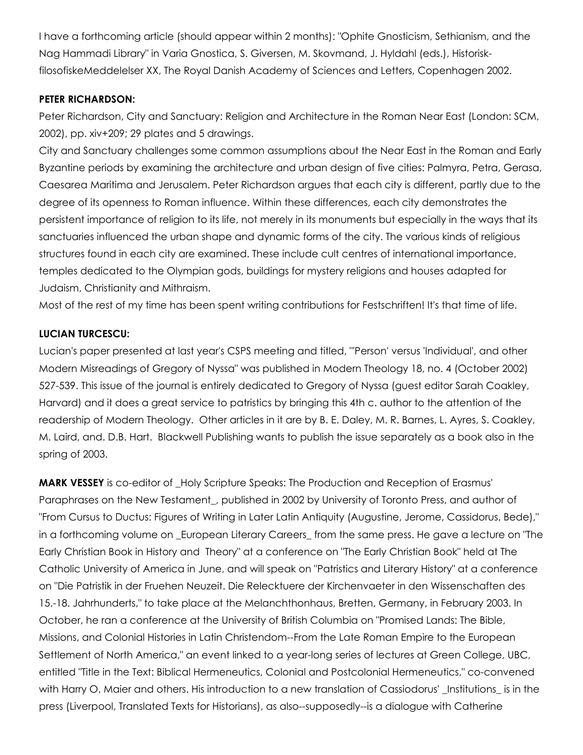I have a forthcoming article (should appear within 2 months): "Ophite Gnosticism, Sethianism, and the Nag Hammadi Library" in Varia Gnostica, S. Giversen, M. Skovmand, J. Hyldahl (eds.), Historisk-filosofiskeMeddelelser XX, The Royal Danish Academy of Sciences and Letters, Copenhagen 2002.

**PETER RICHARDSON:**

Peter Richardson, City and Sanctuary: Religion and Architecture in the Roman Near East (London: SCM, 2002), pp. xiv+209; 29 plates and 5 drawings.

City and Sanctuary challenges some common assumptions about the Near East in the Roman and Early Byzantine periods by examining the architecture and urban design of five cities: Palmyra, Petra, Gerasa, Caesarea Maritima and Jerusalem. Peter Richardson argues that each city is different, partly due to the degree of its openness to Roman influence. Within these differences, each city demonstrates the persistent importance of religion to its life, not merely in its monuments but especially in the ways that its sanctuaries influenced the urban shape and dynamic forms of the city. The various kinds of religious structures found in each city are examined. These include cult centres of international importance, temples dedicated to the Olympian gods, buildings for mystery religions and houses adapted for Judaism, Christianity and Mithraism.

Most of the rest of my time has been spent writing contributions for Festschriften! It's that time of life.

**LUCIAN TURCESCU:**

Lucian's paper presented at last year's CSPS meeting and titled, "'Person' versus 'Individual', and other Modern Misreadings of Gregory of Nyssa" was published in Modern Theology 18, no. 4 (October 2002) 527-539. This issue of the journal is entirely dedicated to Gregory of Nyssa (guest editor Sarah Coakley, Harvard) and it does a great service to patristics by bringing this 4th c. author to the attention of the readership of Modern Theology. Other articles in it are by B. E. Daley, M. R. Barnes, L. Ayres, S. Coakley, M. Laird, and. D.B. Hart. Blackwell Publishing wants to publish the issue separately as a book also in the spring of 2003.

**MARK VESSEY** is co-editor of _Holy Scripture Speaks: The Production and Reception of Erasmus' Paraphrases on the New Testament_, published in 2002 by University of Toronto Press, and author of "From Cursus to Ductus: Figures of Writing in Later Latin Antiquity (Augustine, Jerome, Cassidorus, Bede)," in a forthcoming volume on _European Literary Careers_ from the same press. He gave a lecture on "The Early Christian Book in History and Theory" at a conference on "The Early Christian Book" held at The Catholic University of America in June, and will speak on "Patristics and Literary History" at a conference on "Die Patristik in der Fruehen Neuzeit. Die Relecktuere der Kirchenvaeter in den Wissenschaften des 15.-18. Jahrhunderts," to take place at the Melanchthonhaus, Bretten, Germany, in February 2003. In October, he ran a conference at the University of British Columbia on "Promised Lands: The Bible, Missions, and Colonial Histories in Latin Christendom--From the Late Roman Empire to the European Settlement of North America," an event linked to a year-long series of lectures at Green College, UBC, entitled "Title in the Text: Biblical Hermeneutics, Colonial and Postcolonial Hermeneutics," co-convened with Harry O. Maier and others. His introduction to a new translation of Cassiodorus' _Institutions_ is in the press (Liverpool, Translated Texts for Historians), as also--supposedly--is a dialogue with Catherine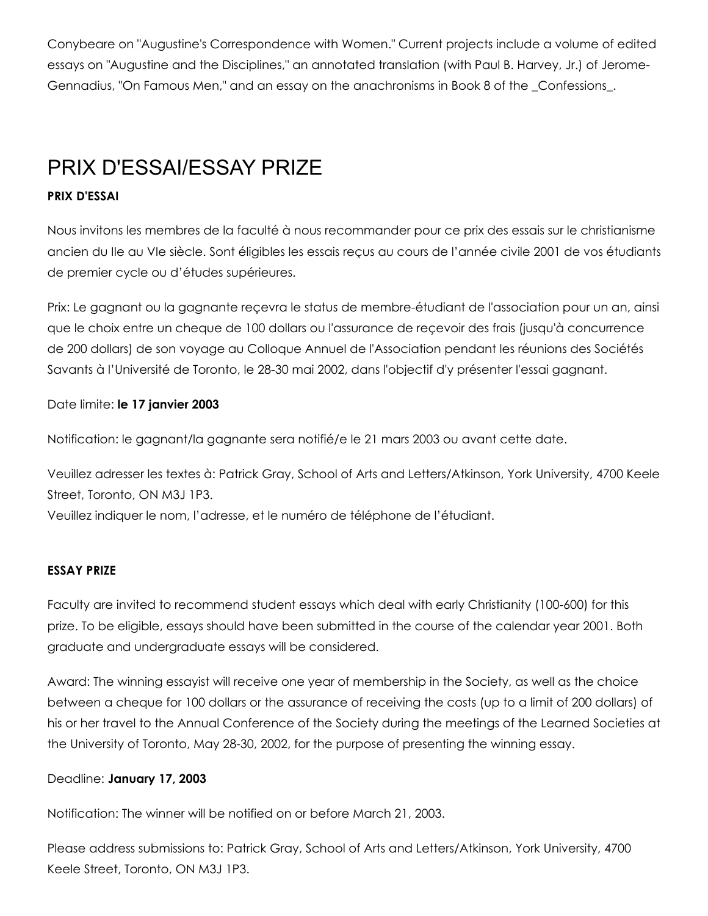Conybeare on "Augustine's Correspondence with Women." Current projects include a volume of edited essays on "Augustine and the Disciplines," an annotated translation (with Paul B. Harvey, Jr.) of Jerome-Gennadius, "On Famous Men," and an essay on the anachronisms in Book 8 of the _Confessions_.

# PRIX D'ESSAI/ESSAY PRIZE

**PRIX D'ESSAI**

Nous invitons les membres de la faculté à nous recommander pour ce prix des essais sur le christianisme ancien du IIe au VIe siècle. Sont éligibles les essais reçus au cours de l'année civile 2001 de vos étudiants de premier cycle ou d'études supérieures.

Prix: Le gagnant ou la gagnante reçevra le status de membre-étudiant de l'association pour un an, ainsi que le choix entre un cheque de 100 dollars ou l'assurance de reçevoir des frais (jusqu'à concurrence de 200 dollars) de son voyage au Colloque Annuel de l'Association pendant les réunions des Sociétés Savants à l'Université de Toronto, le 28-30 mai 2002, dans l'objectif d'y présenter l'essai gagnant.

Date limite: **le 17 janvier 2003**

Notification: le gagnant/la gagnante sera notifié/e le 21 mars 2003 ou avant cette date.

Veuillez adresser les textes à: Patrick Gray, School of Arts and Letters/Atkinson, York University, 4700 Keele Street, Toronto, ON M3J 1P3.
Veuillez indiquer le nom, l'adresse, et le numéro de téléphone de l'étudiant.

**ESSAY PRIZE**

Faculty are invited to recommend student essays which deal with early Christianity (100-600) for this prize. To be eligible, essays should have been submitted in the course of the calendar year 2001. Both graduate and undergraduate essays will be considered.

Award: The winning essayist will receive one year of membership in the Society, as well as the choice between a cheque for 100 dollars or the assurance of receiving the costs (up to a limit of 200 dollars) of his or her travel to the Annual Conference of the Society during the meetings of the Learned Societies at the University of Toronto, May 28-30, 2002, for the purpose of presenting the winning essay.

Deadline: **January 17, 2003**

Notification: The winner will be notified on or before March 21, 2003.

Please address submissions to: Patrick Gray, School of Arts and Letters/Atkinson, York University, 4700 Keele Street, Toronto, ON M3J 1P3.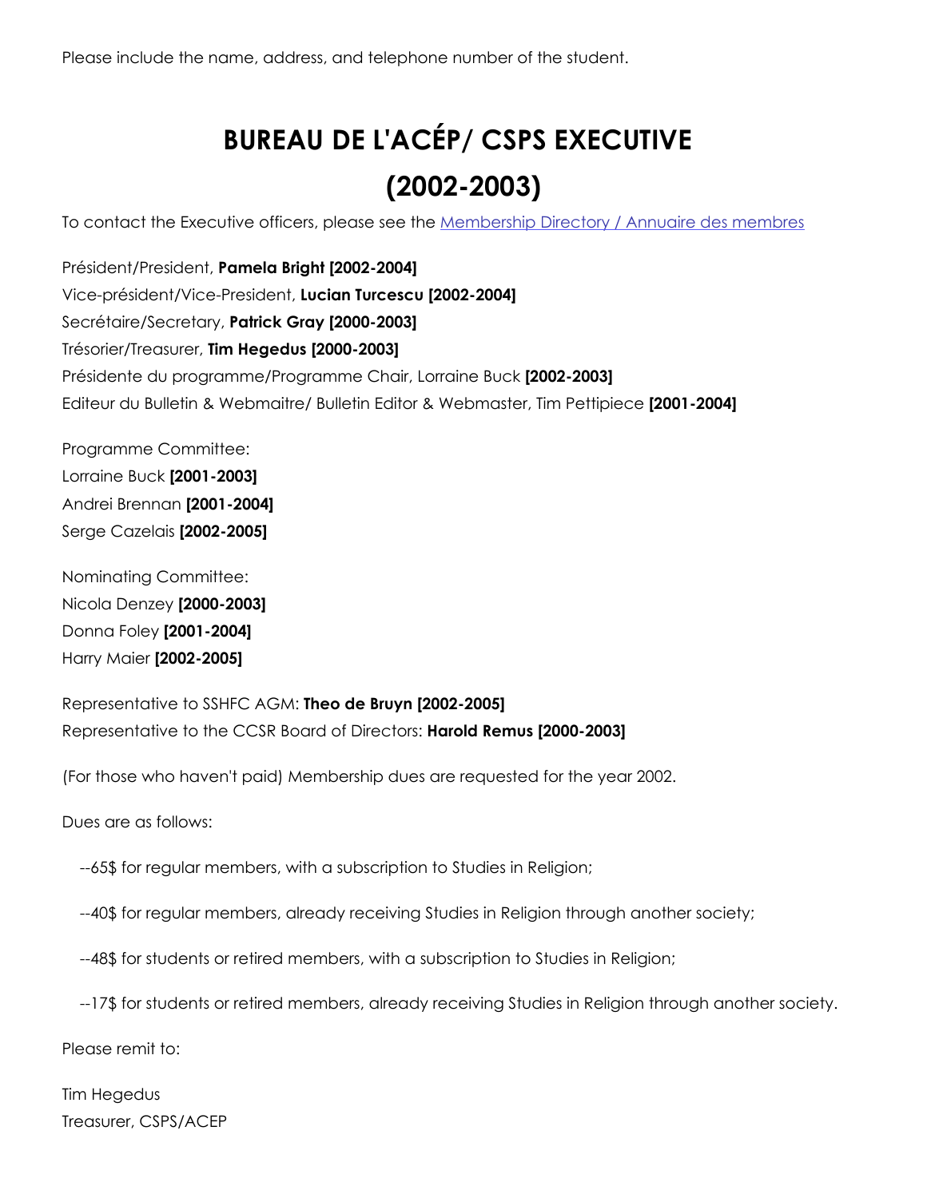Please include the name, address, and telephone number of the student.

# BUREAU DE L'ACÉP/ CSPS EXECUTIVE (2002-2003)

To contact the Executive officers, please see the Membership Directory / Annuaire des membres

Président/President, **Pamela Bright [2002-2004]**
Vice-président/Vice-President, **Lucian Turcescu [2002-2004]**
Secrétaire/Secretary, **Patrick Gray [2000-2003]**
Trésorier/Treasurer, **Tim Hegedus [2000-2003]**
Présidente du programme/Programme Chair, Lorraine Buck **[2002-2003]**
Editeur du Bulletin & Webmaitre/ Bulletin Editor & Webmaster, Tim Pettipiece **[2001-2004]**

Programme Committee:
Lorraine Buck **[2001-2003]**
Andrei Brennan **[2001-2004]**
Serge Cazelais **[2002-2005]**

Nominating Committee:
Nicola Denzey **[2000-2003]**
Donna Foley **[2001-2004]**
Harry Maier **[2002-2005]**

Representative to SSHFC AGM: **Theo de Bruyn [2002-2005]**
Representative to the CCSR Board of Directors: **Harold Remus [2000-2003]**

(For those who haven't paid) Membership dues are requested for the year 2002.

Dues are as follows:

--65$ for regular members, with a subscription to Studies in Religion;

--40$ for regular members, already receiving Studies in Religion through another society;

--48$ for students or retired members, with a subscription to Studies in Religion;

--17$ for students or retired members, already receiving Studies in Religion through another society.

Please remit to:

Tim Hegedus
Treasurer, CSPS/ACEP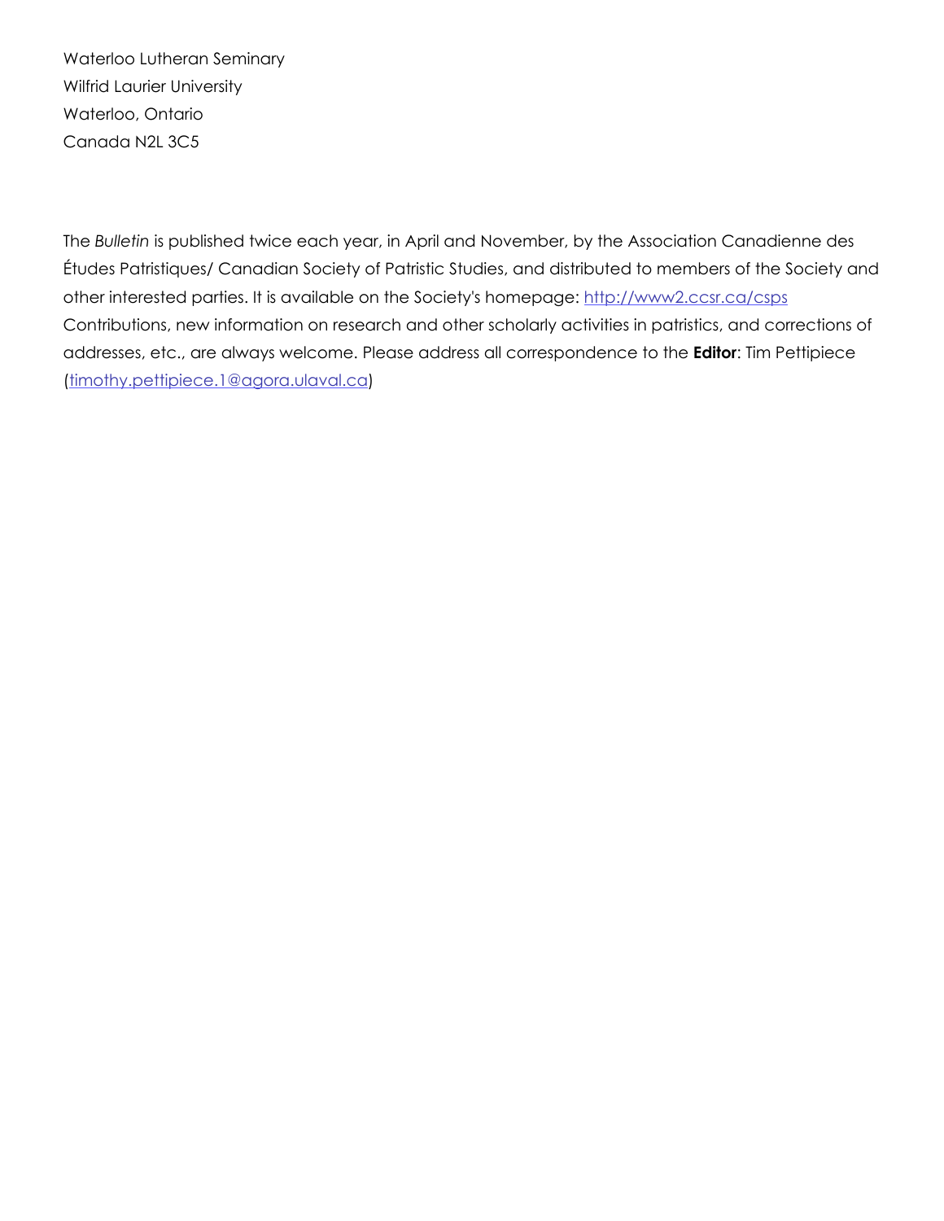Waterloo Lutheran Seminary
Wilfrid Laurier University
Waterloo, Ontario
Canada N2L 3C5

The *Bulletin* is published twice each year, in April and November, by the Association Canadienne des Études Patristiques/ Canadian Society of Patristic Studies, and distributed to members of the Society and other interested parties. It is available on the Society's homepage: http://www2.ccsr.ca/csps Contributions, new information on research and other scholarly activities in patristics, and corrections of addresses, etc., are always welcome. Please address all correspondence to the **Editor**: Tim Pettipiece (timothy.pettipiece.1@agora.ulaval.ca)